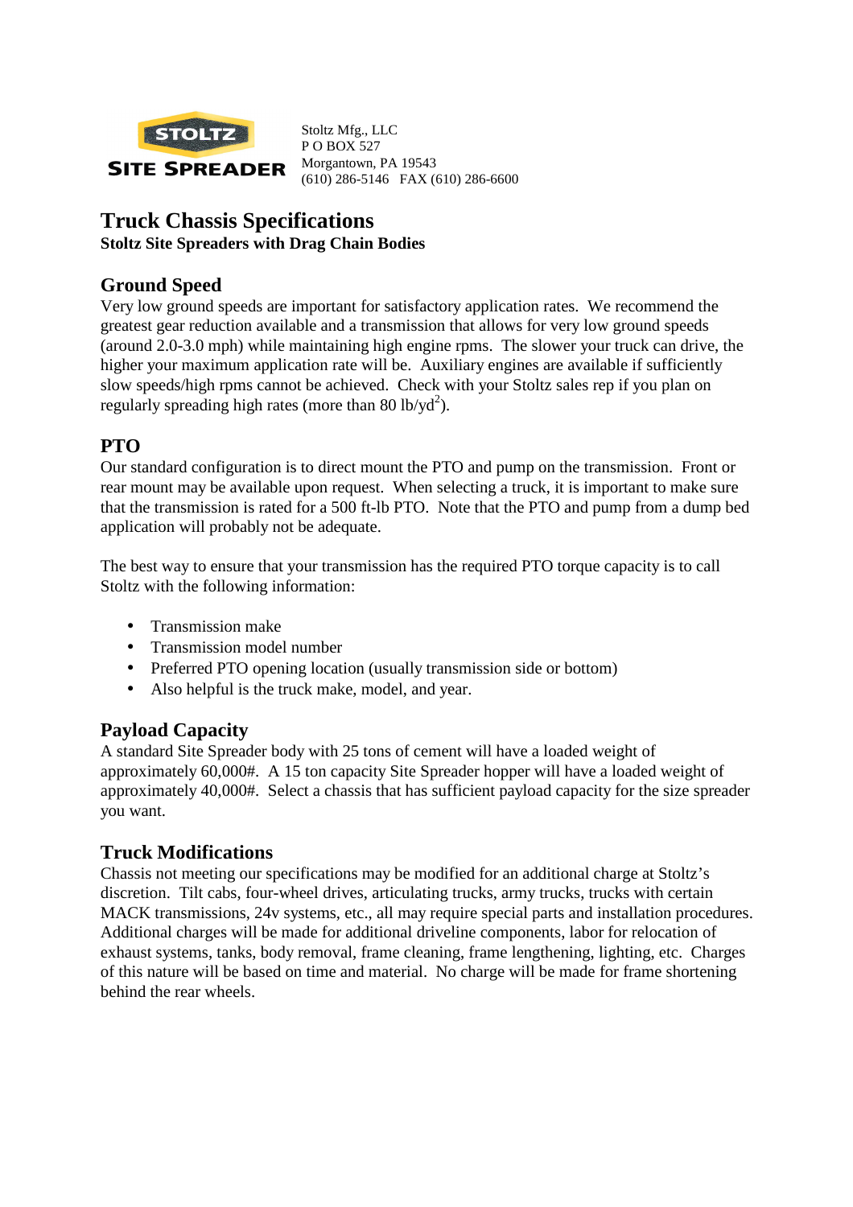STOLTZ SITE SPREADER

Stoltz Mfg., LLC
P O BOX 527
Morgantown, PA 19543
(610) 286-5146   FAX (610) 286-6600

# Truck Chassis Specifications

**Stoltz Site Spreaders with Drag Chain Bodies**

## Ground Speed

Very low ground speeds are important for satisfactory application rates. We recommend the greatest gear reduction available and a transmission that allows for very low ground speeds (around 2.0-3.0 mph) while maintaining high engine rpms. The slower your truck can drive, the higher your maximum application rate will be. Auxiliary engines are available if sufficiently slow speeds/high rpms cannot be achieved. Check with your Stoltz sales rep if you plan on regularly spreading high rates (more than 80 lb/yd$^2$).

## PTO

Our standard configuration is to direct mount the PTO and pump on the transmission. Front or rear mount may be available upon request. When selecting a truck, it is important to make sure that the transmission is rated for a 500 ft-lb PTO. Note that the PTO and pump from a dump bed application will probably not be adequate.

The best way to ensure that your transmission has the required PTO torque capacity is to call Stoltz with the following information:

- Transmission make
- Transmission model number
- Preferred PTO opening location (usually transmission side or bottom)
- Also helpful is the truck make, model, and year.

## Payload Capacity

A standard Site Spreader body with 25 tons of cement will have a loaded weight of approximately 60,000#. A 15 ton capacity Site Spreader hopper will have a loaded weight of approximately 40,000#. Select a chassis that has sufficient payload capacity for the size spreader you want.

## Truck Modifications

Chassis not meeting our specifications may be modified for an additional charge at Stoltz's discretion. Tilt cabs, four-wheel drives, articulating trucks, army trucks, trucks with certain MACK transmissions, 24v systems, etc., all may require special parts and installation procedures. Additional charges will be made for additional driveline components, labor for relocation of exhaust systems, tanks, body removal, frame cleaning, frame lengthening, lighting, etc. Charges of this nature will be based on time and material. No charge will be made for frame shortening behind the rear wheels.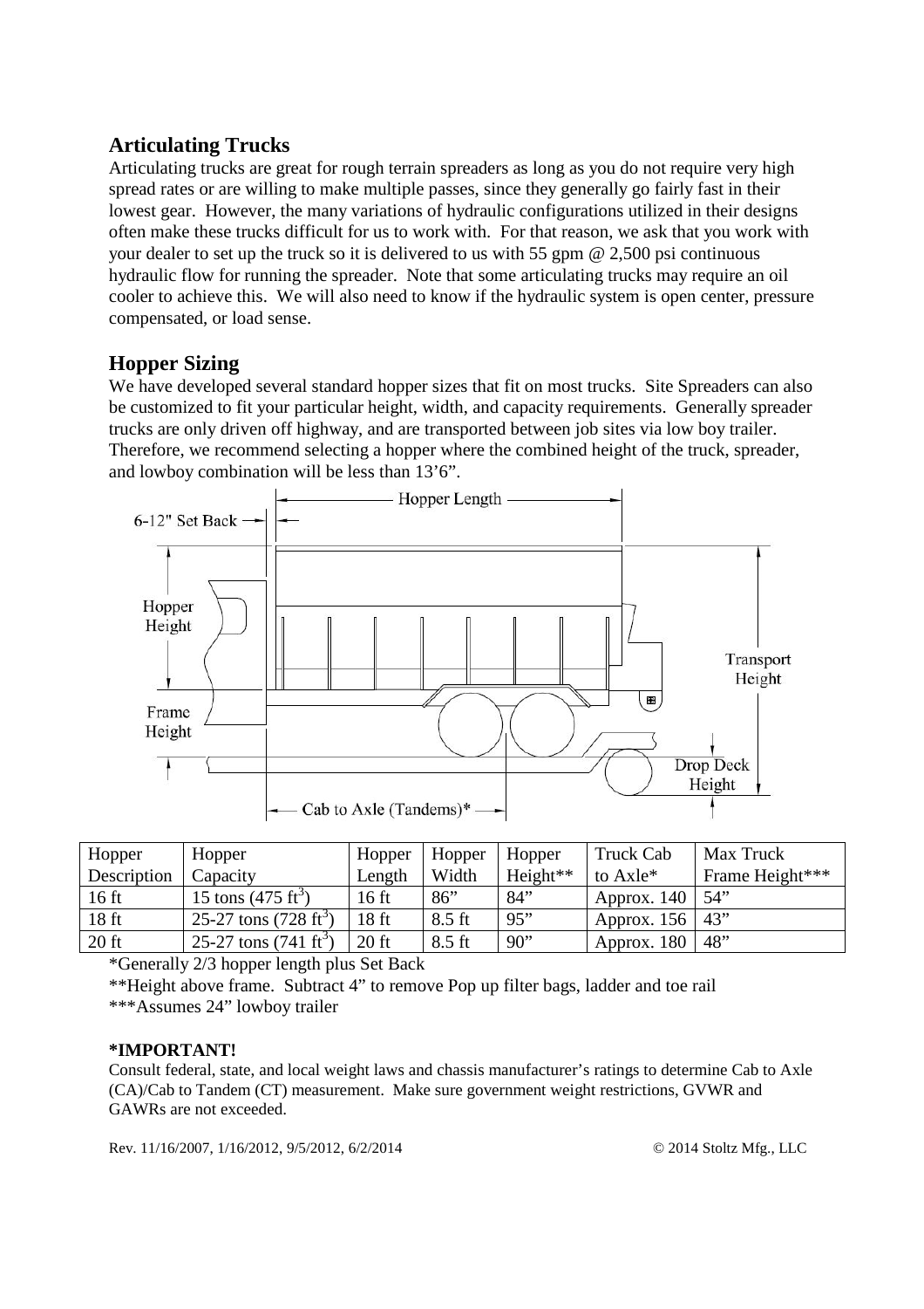## Articulating Trucks

Articulating trucks are great for rough terrain spreaders as long as you do not require very high spread rates or are willing to make multiple passes, since they generally go fairly fast in their lowest gear. However, the many variations of hydraulic configurations utilized in their designs often make these trucks difficult for us to work with. For that reason, we ask that you work with your dealer to set up the truck so it is delivered to us with 55 gpm @ 2,500 psi continuous hydraulic flow for running the spreader. Note that some articulating trucks may require an oil cooler to achieve this. We will also need to know if the hydraulic system is open center, pressure compensated, or load sense.

## Hopper Sizing

We have developed several standard hopper sizes that fit on most trucks. Site Spreaders can also be customized to fit your particular height, width, and capacity requirements. Generally spreader trucks are only driven off highway, and are transported between job sites via low boy trailer. Therefore, we recommend selecting a hopper where the combined height of the truck, spreader, and lowboy combination will be less than 13’6”.

6-12" Set Back
Hopper Length
Hopper Height
Frame Height
Transport Height
Drop Deck Height
Cab to Axle (Tandems)*

| Hopper Description | Hopper Capacity | Hopper Length | Hopper Width | Hopper Height** | Truck Cab to Axle* | Max Truck Frame Height*** |
|---|---|---|---|---|---|---|
| 16 ft | 15 tons (475 $ft^3$) | 16 ft | 86” | 84” | Approx. 140 | 54” |
| 18 ft | 25-27 tons (728 $ft^3$) | 18 ft | 8.5 ft | 95” | Approx. 156 | 43” |
| 20 ft | 25-27 tons (741 $ft^3$) | 20 ft | 8.5 ft | 90” | Approx. 180 | 48” |

*Generally 2/3 hopper length plus Set Back

**Height above frame. Subtract 4” to remove Pop up filter bags, ladder and toe rail

***Assumes 24” lowboy trailer

**\*IMPORTANT!**

Consult federal, state, and local weight laws and chassis manufacturer’s ratings to determine Cab to Axle (CA)/Cab to Tandem (CT) measurement. Make sure government weight restrictions, GVWR and GAWRs are not exceeded.

Rev. 11/16/2007, 1/16/2012, 9/5/2012, 6/2/2014 © 2014 Stoltz Mfg., LLC